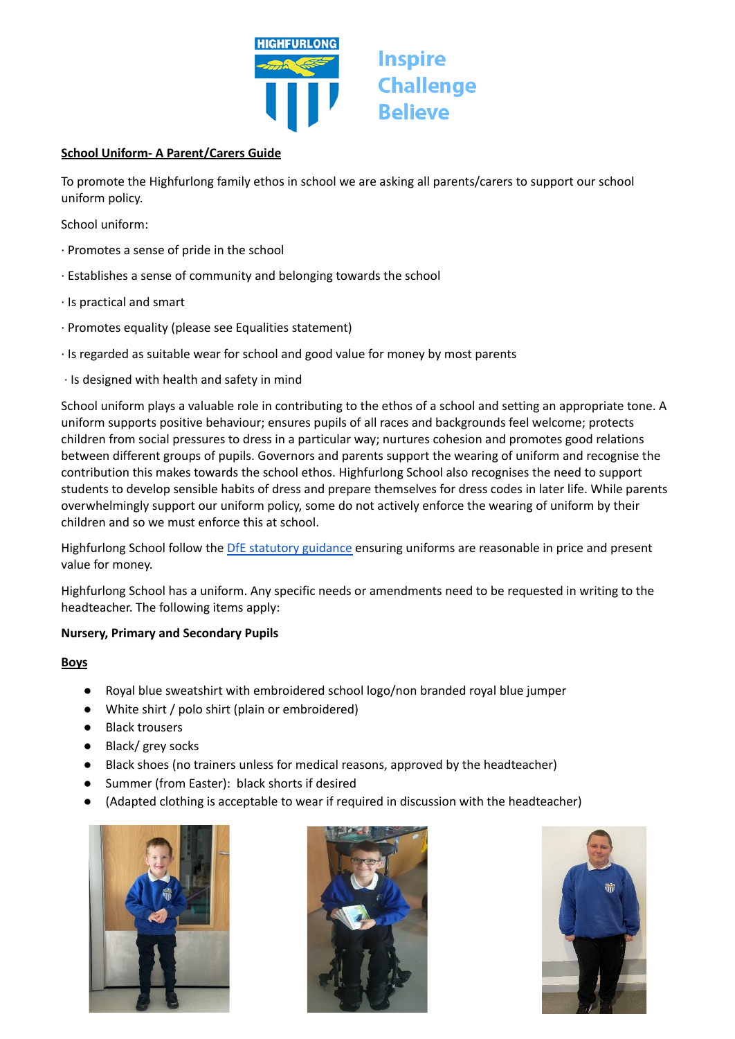HIGHFURLONG

Inspire
Challenge
Believe

**School Uniform- A Parent/Carers Guide**

To promote the Highfurlong family ethos in school we are asking all parents/carers to support our school uniform policy.

School uniform:

· Promotes a sense of pride in the school

· Establishes a sense of community and belonging towards the school

· Is practical and smart

· Promotes equality (please see Equalities statement)

· Is regarded as suitable wear for school and good value for money by most parents

· Is designed with health and safety in mind

School uniform plays a valuable role in contributing to the ethos of a school and setting an appropriate tone. A uniform supports positive behaviour; ensures pupils of all races and backgrounds feel welcome; protects children from social pressures to dress in a particular way; nurtures cohesion and promotes good relations between different groups of pupils. Governors and parents support the wearing of uniform and recognise the contribution this makes towards the school ethos. Highfurlong School also recognises the need to support students to develop sensible habits of dress and prepare themselves for dress codes in later life. While parents overwhelmingly support our uniform policy, some do not actively enforce the wearing of uniform by their children and so we must enforce this at school.

Highfurlong School follow the DfE statutory guidance ensuring uniforms are reasonable in price and present value for money.

Highfurlong School has a uniform. Any specific needs or amendments need to be requested in writing to the headteacher. The following items apply:

**Nursery, Primary and Secondary Pupils**

**Boys**

- Royal blue sweatshirt with embroidered school logo/non branded royal blue jumper
- White shirt / polo shirt (plain or embroidered)
- Black trousers
- Black/ grey socks
- Black shoes (no trainers unless for medical reasons, approved by the headteacher)
- Summer (from Easter): black shorts if desired
- (Adapted clothing is acceptable to wear if required in discussion with the headteacher)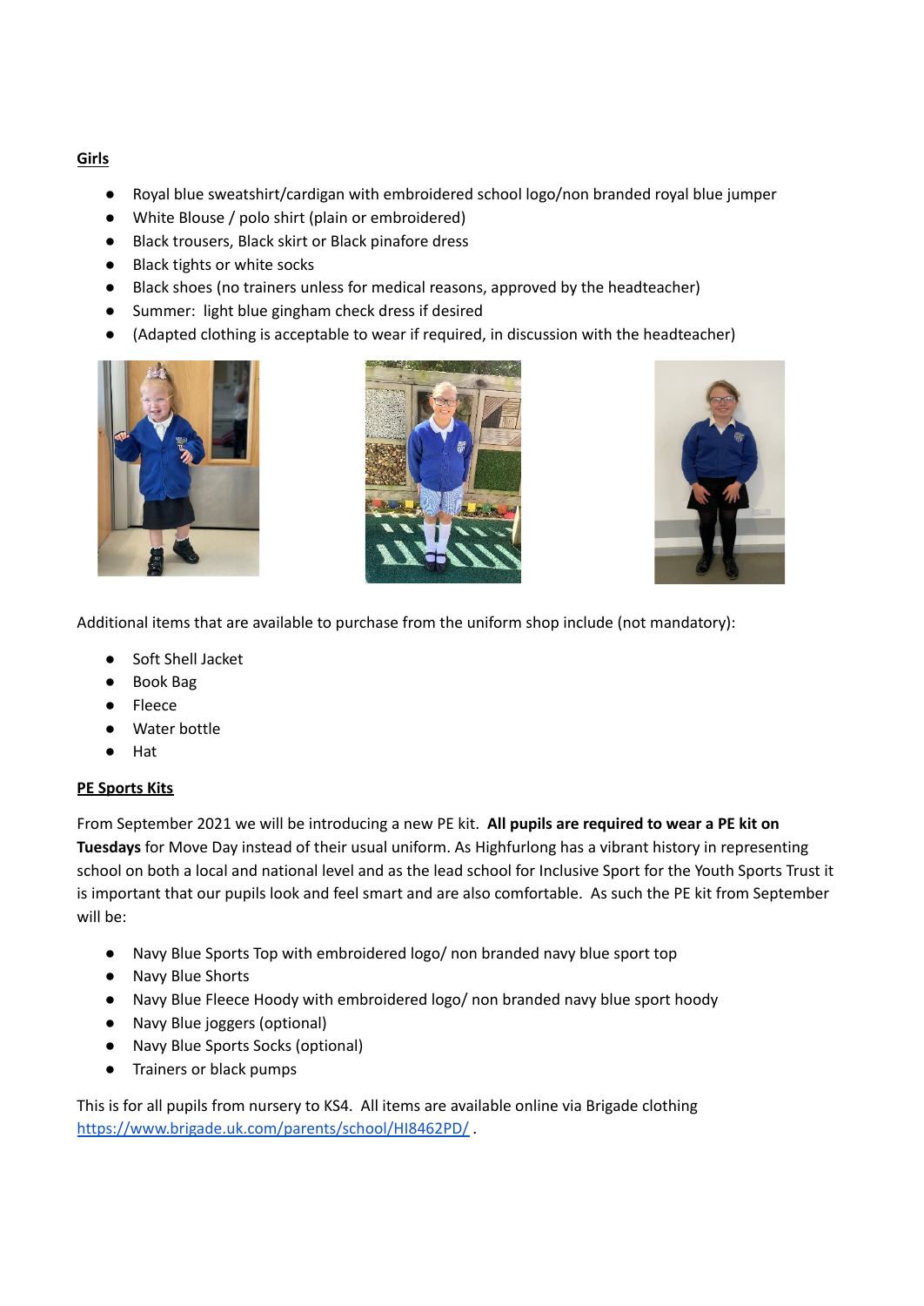**Girls**

- Royal blue sweatshirt/cardigan with embroidered school logo/non branded royal blue jumper
- White Blouse / polo shirt (plain or embroidered)
- Black trousers, Black skirt or Black pinafore dress
- Black tights or white socks
- Black shoes (no trainers unless for medical reasons, approved by the headteacher)
- Summer: light blue gingham check dress if desired
- (Adapted clothing is acceptable to wear if required, in discussion with the headteacher)

Additional items that are available to purchase from the uniform shop include (not mandatory):

- Soft Shell Jacket
- Book Bag
- Fleece
- Water bottle
- Hat

**PE Sports Kits**

From September 2021 we will be introducing a new PE kit. **All pupils are required to wear a PE kit on Tuesdays** for Move Day instead of their usual uniform. As Highfurlong has a vibrant history in representing school on both a local and national level and as the lead school for Inclusive Sport for the Youth Sports Trust it is important that our pupils look and feel smart and are also comfortable. As such the PE kit from September will be:

- Navy Blue Sports Top with embroidered logo/ non branded navy blue sport top
- Navy Blue Shorts
- Navy Blue Fleece Hoody with embroidered logo/ non branded navy blue sport hoody
- Navy Blue joggers (optional)
- Navy Blue Sports Socks (optional)
- Trainers or black pumps

This is for all pupils from nursery to KS4. All items are available online via Brigade clothing https://www.brigade.uk.com/parents/school/HI8462PD/ .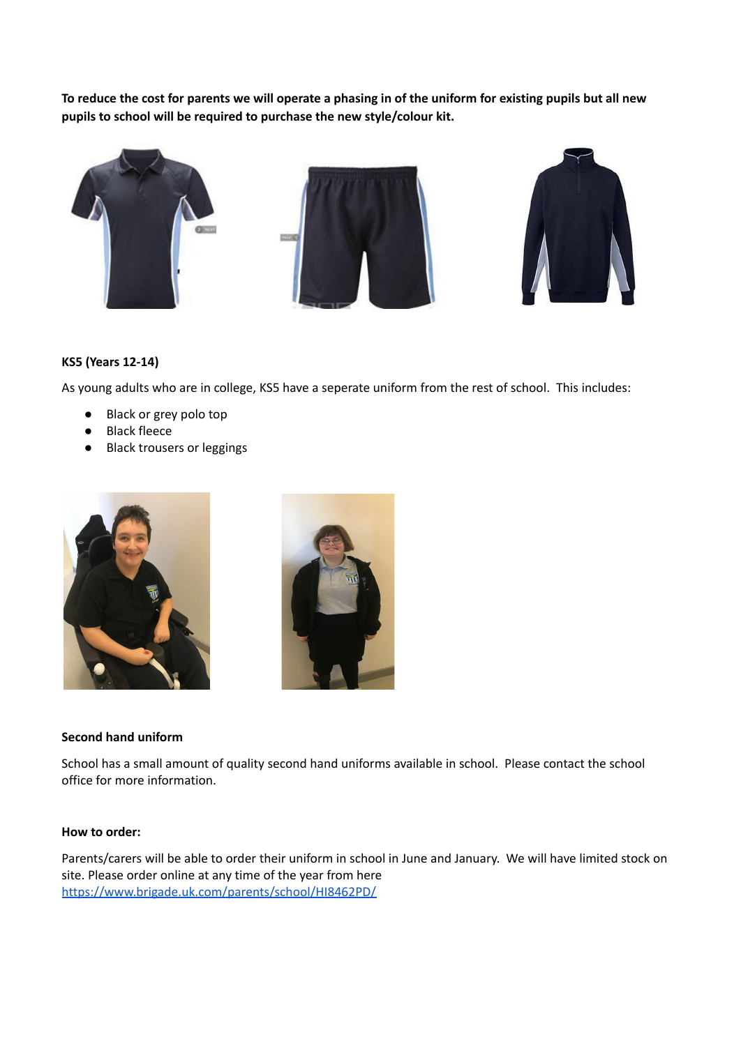**To reduce the cost for parents we will operate a phasing in of the uniform for existing pupils but all new pupils to school will be required to purchase the new style/colour kit.**

**KS5 (Years 12-14)**

As young adults who are in college, KS5 have a seperate uniform from the rest of school. This includes:

- Black or grey polo top
- Black fleece
- Black trousers or leggings

**Second hand uniform**

School has a small amount of quality second hand uniforms available in school. Please contact the school office for more information.

**How to order:**

Parents/carers will be able to order their uniform in school in June and January. We will have limited stock on site. Please order online at any time of the year from here
[https://www.brigade.uk.com/parents/school/HI8462PD/](https://www.brigade.uk.com/parents/school/HI8462PD/)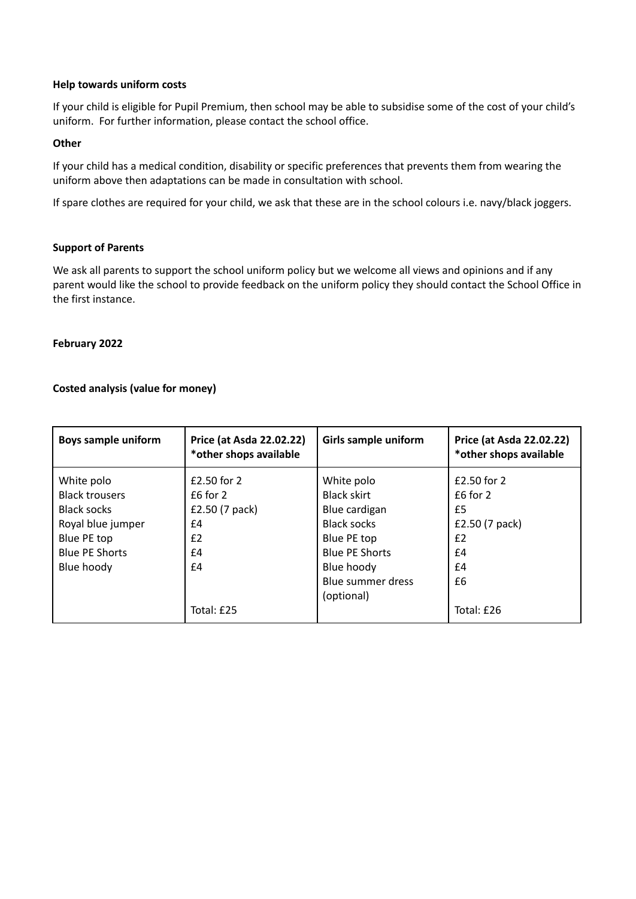**Help towards uniform costs**

If your child is eligible for Pupil Premium, then school may be able to subsidise some of the cost of your child's uniform. For further information, please contact the school office.

**Other**

If your child has a medical condition, disability or specific preferences that prevents them from wearing the uniform above then adaptations can be made in consultation with school.

If spare clothes are required for your child, we ask that these are in the school colours i.e. navy/black joggers.

**Support of Parents**

We ask all parents to support the school uniform policy but we welcome all views and opinions and if any parent would like the school to provide feedback on the uniform policy they should contact the School Office in the first instance.

**February 2022**

**Costed analysis (value for money)**

| Boys sample uniform | Price (at Asda 22.02.22) *other shops available | Girls sample uniform | Price (at Asda 22.02.22) *other shops available |
|---|---|---|---|
| White polo | £2.50 for 2 | White polo | £2.50 for 2 |
| Black trousers | £6 for 2 | Black skirt | £6 for 2 |
| Black socks | £2.50 (7 pack) | Blue cardigan | £5 |
| Royal blue jumper | £4 | Black socks | £2.50 (7 pack) |
| Blue PE top | £2 | Blue PE top | £2 |
| Blue PE Shorts | £4 | Blue PE Shorts | £4 |
| Blue hoody | £4 | Blue hoody | £4 |
| | | Blue summer dress (optional) | £6 |
| | Total: £25 | | Total: £26 |